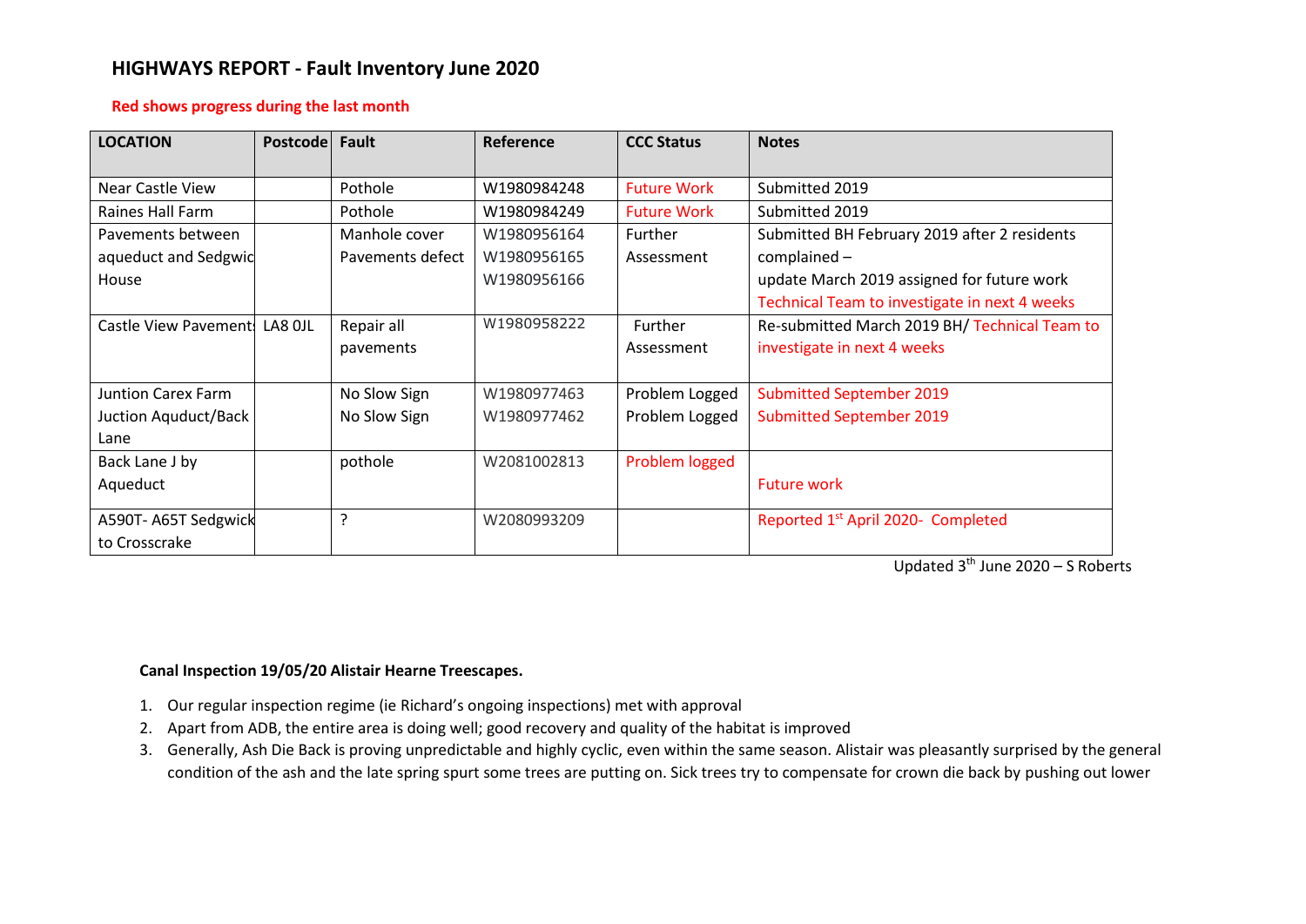# HIGHWAYS REPORT - Fault Inventory June 2020

**Red shows progress during the last month**

| LOCATION | Postcode | Fault | Reference | CCC Status | Notes |
|---|---|---|---|---|---|
| Near Castle View | | Pothole | W1980984248 | Future Work | Submitted 2019 |
| Raines Hall Farm | | Pothole | W1980984249 | Future Work | Submitted 2019 |
| Pavements between aqueduct and Sedgwic House | | Manhole cover<br>Pavements defect | W1980956164<br>W1980956165<br>W1980956166 | Further Assessment | Submitted BH February 2019 after 2 residents complained –<br>update March 2019 assigned for future work<br>Technical Team to investigate in next 4 weeks |
| Castle View Pavements | LA8 0JL | Repair all pavements | W1980958222 | Further Assessment | Re-submitted March 2019 BH/ Technical Team to investigate in next 4 weeks |
| Juntion Carex Farm<br>Juction Aquduct/Back Lane | | No Slow Sign<br>No Slow Sign | W1980977463<br>W1980977462 | Problem Logged<br>Problem Logged | Submitted September 2019<br>Submitted September 2019 |
| Back Lane J by Aqueduct | | pothole | W2081002813 | Problem logged | Future work |
| A590T- A65T Sedgwick to Crosscrake | | ? | W2080993209 | | Reported 1st April 2020- Completed |

Updated 3rd June 2020 – S Roberts

**Canal Inspection 19/05/20 Alistair Hearne Treescapes.**

1. Our regular inspection regime (ie Richard's ongoing inspections) met with approval
2. Apart from ADB, the entire area is doing well; good recovery and quality of the habitat is improved
3. Generally, Ash Die Back is proving unpredictable and highly cyclic, even within the same season. Alistair was pleasantly surprised by the general condition of the ash and the late spring spurt some trees are putting on. Sick trees try to compensate for crown die back by pushing out lower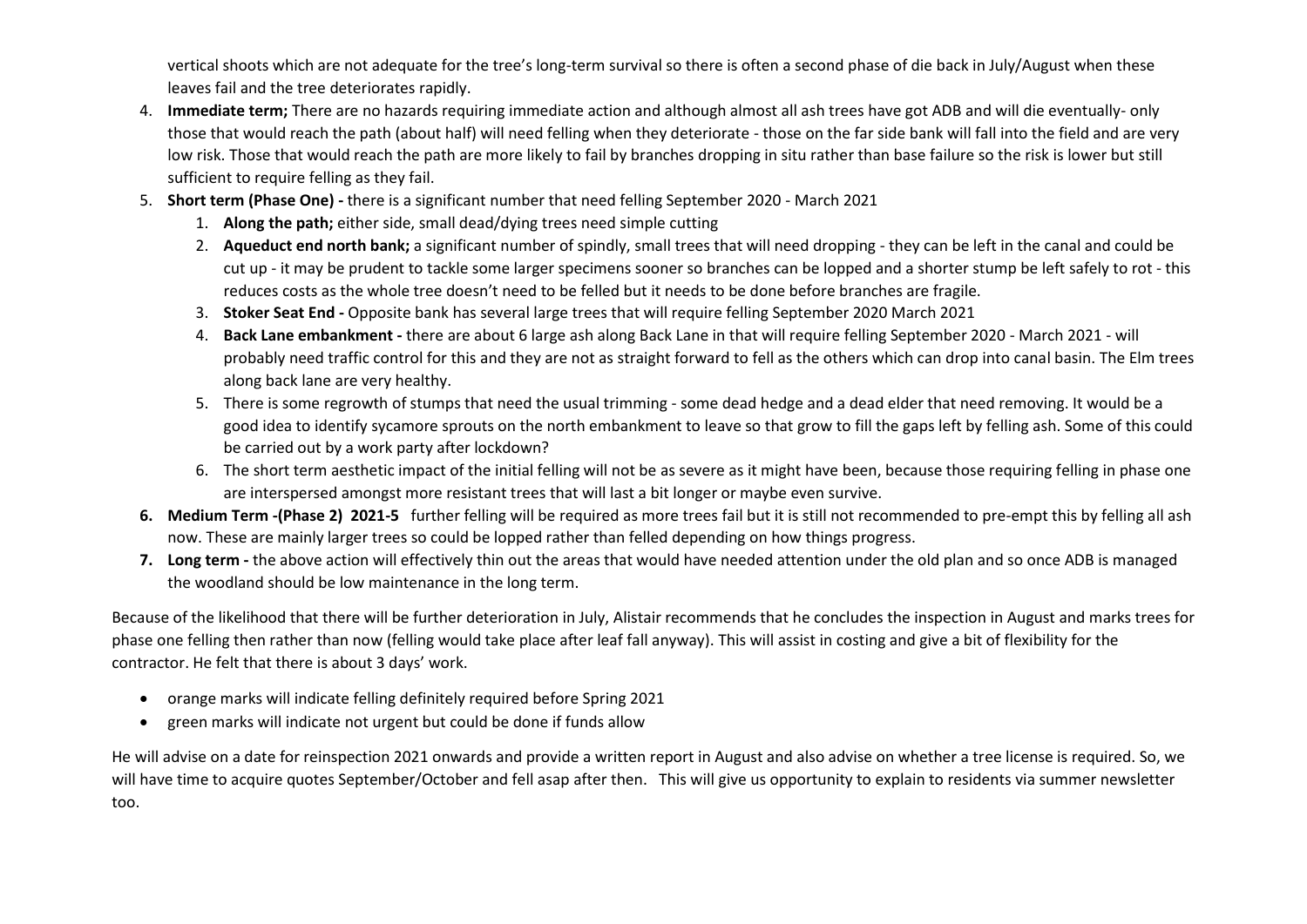vertical shoots which are not adequate for the tree's long-term survival so there is often a second phase of die back in July/August when these leaves fail and the tree deteriorates rapidly.

4. **Immediate term;** There are no hazards requiring immediate action and although almost all ash trees have got ADB and will die eventually- only those that would reach the path (about half) will need felling when they deteriorate - those on the far side bank will fall into the field and are very low risk. Those that would reach the path are more likely to fail by branches dropping in situ rather than base failure so the risk is lower but still sufficient to require felling as they fail.
5. **Short term (Phase One) -** there is a significant number that need felling September 2020 - March 2021
   1. **Along the path;** either side, small dead/dying trees need simple cutting
   2. **Aqueduct end north bank;** a significant number of spindly, small trees that will need dropping - they can be left in the canal and could be cut up - it may be prudent to tackle some larger specimens sooner so branches can be lopped and a shorter stump be left safely to rot - this reduces costs as the whole tree doesn't need to be felled but it needs to be done before branches are fragile.
   3. **Stoker Seat End -** Opposite bank has several large trees that will require felling September 2020 March 2021
   4. **Back Lane embankment -** there are about 6 large ash along Back Lane in that will require felling September 2020 - March 2021 - will probably need traffic control for this and they are not as straight forward to fell as the others which can drop into canal basin. The Elm trees along back lane are very healthy.
   5. There is some regrowth of stumps that need the usual trimming - some dead hedge and a dead elder that need removing. It would be a good idea to identify sycamore sprouts on the north embankment to leave so that grow to fill the gaps left by felling ash. Some of this could be carried out by a work party after lockdown?
   6. The short term aesthetic impact of the initial felling will not be as severe as it might have been, because those requiring felling in phase one are interspersed amongst more resistant trees that will last a bit longer or maybe even survive.
6. **Medium Term -(Phase 2) 2021-5** further felling will be required as more trees fail but it is still not recommended to pre-empt this by felling all ash now. These are mainly larger trees so could be lopped rather than felled depending on how things progress.
7. **Long term -** the above action will effectively thin out the areas that would have needed attention under the old plan and so once ADB is managed the woodland should be low maintenance in the long term.

Because of the likelihood that there will be further deterioration in July, Alistair recommends that he concludes the inspection in August and marks trees for phase one felling then rather than now (felling would take place after leaf fall anyway). This will assist in costing and give a bit of flexibility for the contractor. He felt that there is about 3 days' work.

- orange marks will indicate felling definitely required before Spring 2021
- green marks will indicate not urgent but could be done if funds allow

He will advise on a date for reinspection 2021 onwards and provide a written report in August and also advise on whether a tree license is required. So, we will have time to acquire quotes September/October and fell asap after then. This will give us opportunity to explain to residents via summer newsletter too.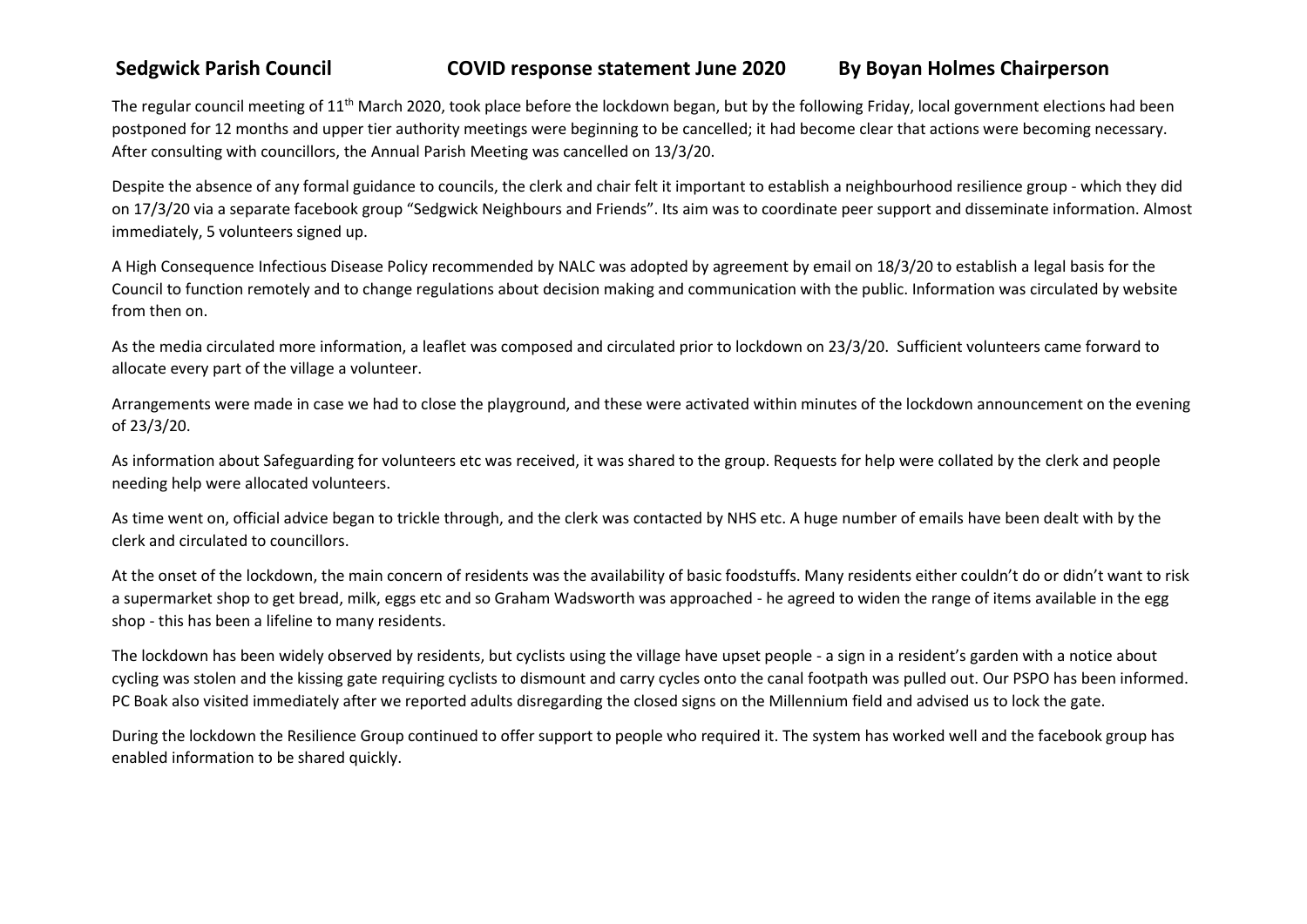**Sedgwick Parish Council COVID response statement June 2020 By Boyan Holmes Chairperson**

The regular council meeting of 11th March 2020, took place before the lockdown began, but by the following Friday, local government elections had been postponed for 12 months and upper tier authority meetings were beginning to be cancelled; it had become clear that actions were becoming necessary. After consulting with councillors, the Annual Parish Meeting was cancelled on 13/3/20.

Despite the absence of any formal guidance to councils, the clerk and chair felt it important to establish a neighbourhood resilience group - which they did on 17/3/20 via a separate facebook group "Sedgwick Neighbours and Friends". Its aim was to coordinate peer support and disseminate information. Almost immediately, 5 volunteers signed up.

A High Consequence Infectious Disease Policy recommended by NALC was adopted by agreement by email on 18/3/20 to establish a legal basis for the Council to function remotely and to change regulations about decision making and communication with the public. Information was circulated by website from then on.

As the media circulated more information, a leaflet was composed and circulated prior to lockdown on 23/3/20. Sufficient volunteers came forward to allocate every part of the village a volunteer.

Arrangements were made in case we had to close the playground, and these were activated within minutes of the lockdown announcement on the evening of 23/3/20.

As information about Safeguarding for volunteers etc was received, it was shared to the group. Requests for help were collated by the clerk and people needing help were allocated volunteers.

As time went on, official advice began to trickle through, and the clerk was contacted by NHS etc. A huge number of emails have been dealt with by the clerk and circulated to councillors.

At the onset of the lockdown, the main concern of residents was the availability of basic foodstuffs. Many residents either couldn't do or didn't want to risk a supermarket shop to get bread, milk, eggs etc and so Graham Wadsworth was approached - he agreed to widen the range of items available in the egg shop - this has been a lifeline to many residents.

The lockdown has been widely observed by residents, but cyclists using the village have upset people - a sign in a resident's garden with a notice about cycling was stolen and the kissing gate requiring cyclists to dismount and carry cycles onto the canal footpath was pulled out. Our PSPO has been informed. PC Boak also visited immediately after we reported adults disregarding the closed signs on the Millennium field and advised us to lock the gate.

During the lockdown the Resilience Group continued to offer support to people who required it. The system has worked well and the facebook group has enabled information to be shared quickly.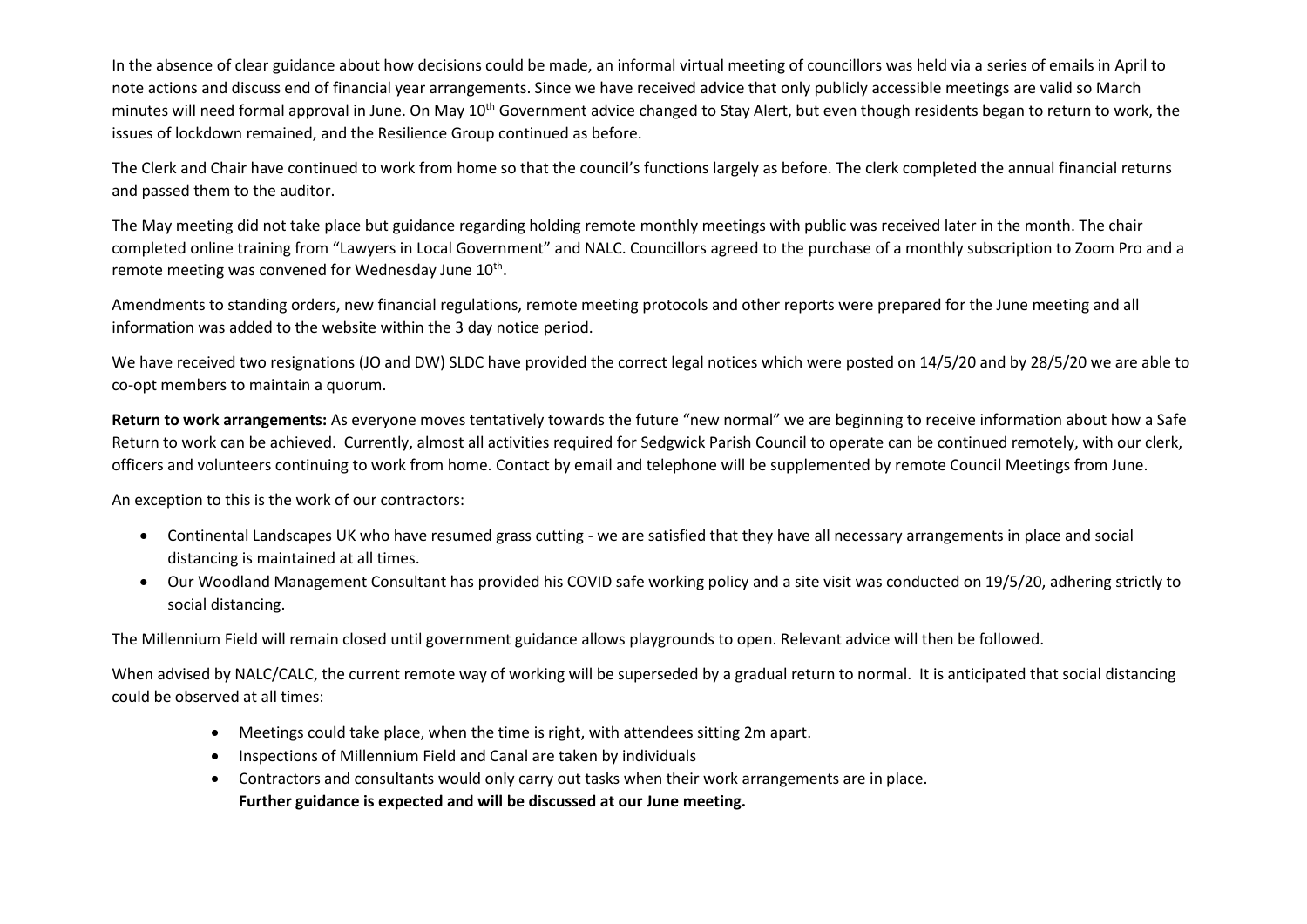In the absence of clear guidance about how decisions could be made, an informal virtual meeting of councillors was held via a series of emails in April to note actions and discuss end of financial year arrangements. Since we have received advice that only publicly accessible meetings are valid so March minutes will need formal approval in June. On May 10th Government advice changed to Stay Alert, but even though residents began to return to work, the issues of lockdown remained, and the Resilience Group continued as before.

The Clerk and Chair have continued to work from home so that the council's functions largely as before. The clerk completed the annual financial returns and passed them to the auditor.

The May meeting did not take place but guidance regarding holding remote monthly meetings with public was received later in the month. The chair completed online training from "Lawyers in Local Government" and NALC. Councillors agreed to the purchase of a monthly subscription to Zoom Pro and a remote meeting was convened for Wednesday June 10th.

Amendments to standing orders, new financial regulations, remote meeting protocols and other reports were prepared for the June meeting and all information was added to the website within the 3 day notice period.

We have received two resignations (JO and DW) SLDC have provided the correct legal notices which were posted on 14/5/20 and by 28/5/20 we are able to co-opt members to maintain a quorum.

**Return to work arrangements:** As everyone moves tentatively towards the future "new normal" we are beginning to receive information about how a Safe Return to work can be achieved. Currently, almost all activities required for Sedgwick Parish Council to operate can be continued remotely, with our clerk, officers and volunteers continuing to work from home. Contact by email and telephone will be supplemented by remote Council Meetings from June.

An exception to this is the work of our contractors:

- Continental Landscapes UK who have resumed grass cutting - we are satisfied that they have all necessary arrangements in place and social distancing is maintained at all times.
- Our Woodland Management Consultant has provided his COVID safe working policy and a site visit was conducted on 19/5/20, adhering strictly to social distancing.

The Millennium Field will remain closed until government guidance allows playgrounds to open. Relevant advice will then be followed.

When advised by NALC/CALC, the current remote way of working will be superseded by a gradual return to normal. It is anticipated that social distancing could be observed at all times:

- Meetings could take place, when the time is right, with attendees sitting 2m apart.
- Inspections of Millennium Field and Canal are taken by individuals
- Contractors and consultants would only carry out tasks when their work arrangements are in place.
  **Further guidance is expected and will be discussed at our June meeting.**